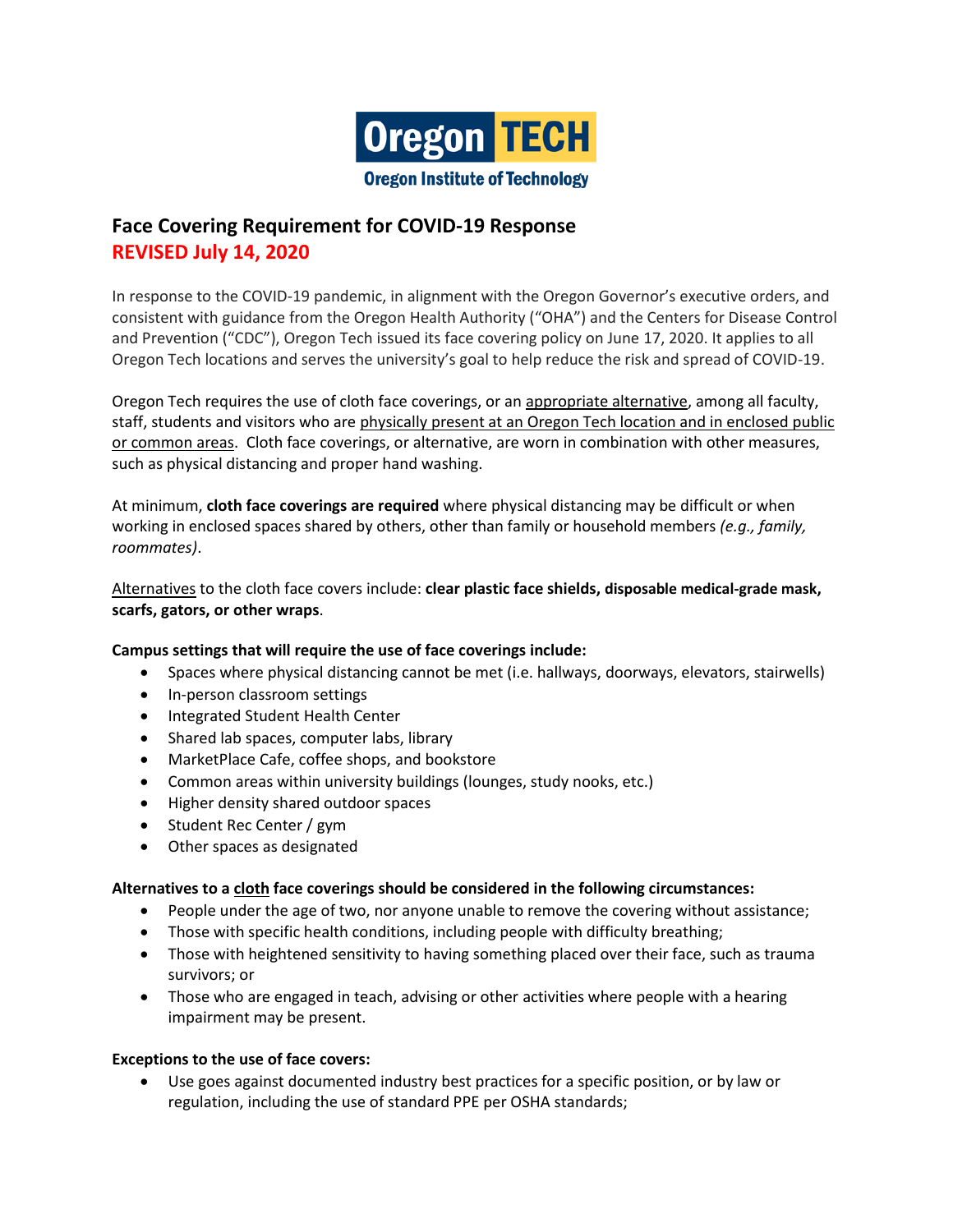Oregon TECH

Oregon Institute of Technology

# Face Covering Requirement for COVID-19 Response

## REVISED July 14, 2020

In response to the COVID-19 pandemic, in alignment with the Oregon Governor's executive orders, and consistent with guidance from the Oregon Health Authority ("OHA") and the Centers for Disease Control and Prevention ("CDC"), Oregon Tech issued its face covering policy on June 17, 2020. It applies to all Oregon Tech locations and serves the university's goal to help reduce the risk and spread of COVID-19.

Oregon Tech requires the use of cloth face coverings, or an appropriate alternative, among all faculty, staff, students and visitors who are physically present at an Oregon Tech location and in enclosed public or common areas. Cloth face coverings, or alternative, are worn in combination with other measures, such as physical distancing and proper hand washing.

At minimum, **cloth face coverings are required** where physical distancing may be difficult or when working in enclosed spaces shared by others, other than family or household members *(e.g., family, roommates)*.

Alternatives to the cloth face covers include: **clear plastic face shields, disposable medical-grade mask, scarfs, gators, or other wraps**.

**Campus settings that will require the use of face coverings include:**

- Spaces where physical distancing cannot be met (i.e. hallways, doorways, elevators, stairwells)
- In-person classroom settings
- Integrated Student Health Center
- Shared lab spaces, computer labs, library
- MarketPlace Cafe, coffee shops, and bookstore
- Common areas within university buildings (lounges, study nooks, etc.)
- Higher density shared outdoor spaces
- Student Rec Center / gym
- Other spaces as designated

**Alternatives to a cloth face coverings should be considered in the following circumstances:**

- People under the age of two, nor anyone unable to remove the covering without assistance;
- Those with specific health conditions, including people with difficulty breathing;
- Those with heightened sensitivity to having something placed over their face, such as trauma survivors; or
- Those who are engaged in teach, advising or other activities where people with a hearing impairment may be present.

**Exceptions to the use of face covers:**

- Use goes against documented industry best practices for a specific position, or by law or regulation, including the use of standard PPE per OSHA standards;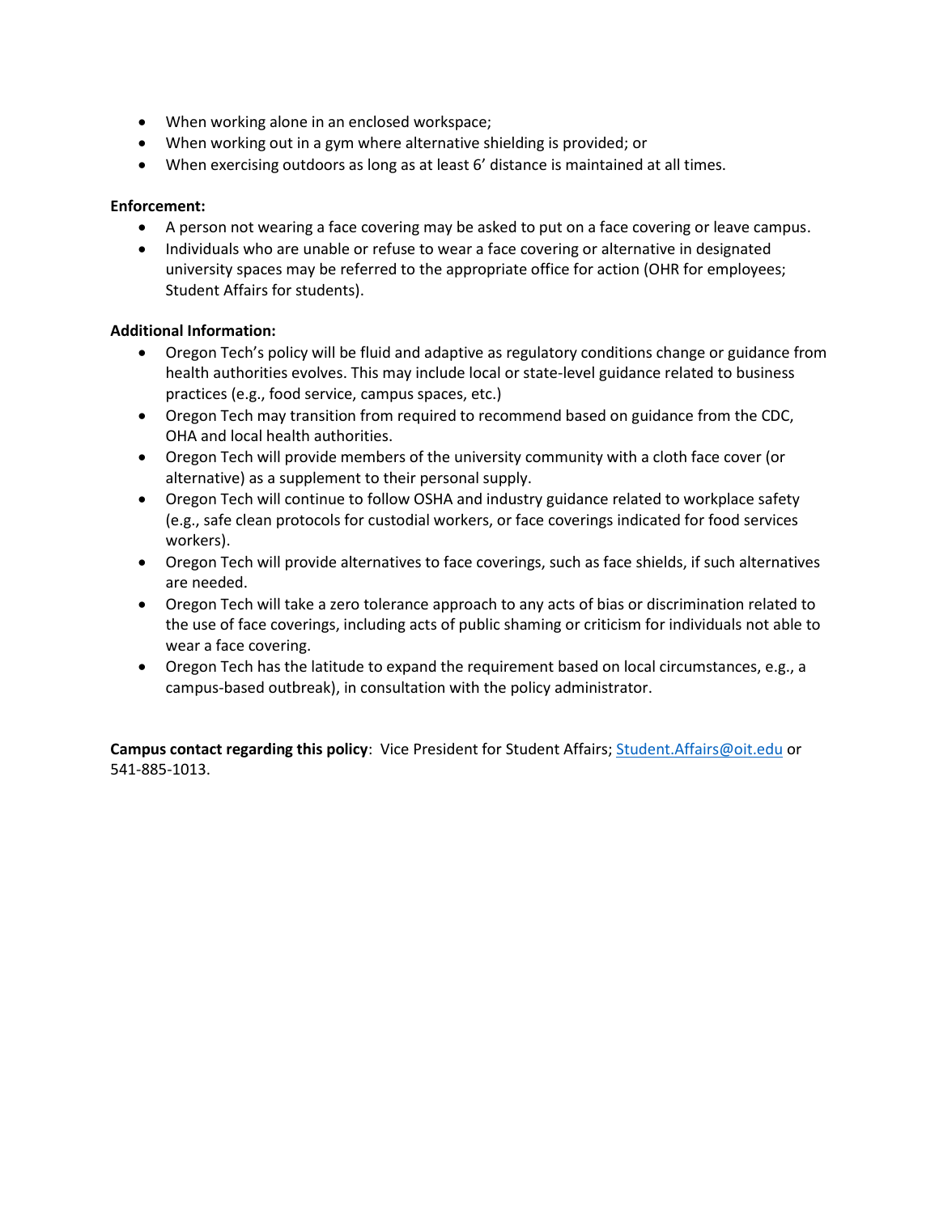- When working alone in an enclosed workspace;
- When working out in a gym where alternative shielding is provided; or
- When exercising outdoors as long as at least 6' distance is maintained at all times.

**Enforcement:**

- A person not wearing a face covering may be asked to put on a face covering or leave campus.
- Individuals who are unable or refuse to wear a face covering or alternative in designated university spaces may be referred to the appropriate office for action (OHR for employees; Student Affairs for students).

**Additional Information:**

- Oregon Tech's policy will be fluid and adaptive as regulatory conditions change or guidance from health authorities evolves. This may include local or state-level guidance related to business practices (e.g., food service, campus spaces, etc.)
- Oregon Tech may transition from required to recommend based on guidance from the CDC, OHA and local health authorities.
- Oregon Tech will provide members of the university community with a cloth face cover (or alternative) as a supplement to their personal supply.
- Oregon Tech will continue to follow OSHA and industry guidance related to workplace safety (e.g., safe clean protocols for custodial workers, or face coverings indicated for food services workers).
- Oregon Tech will provide alternatives to face coverings, such as face shields, if such alternatives are needed.
- Oregon Tech will take a zero tolerance approach to any acts of bias or discrimination related to the use of face coverings, including acts of public shaming or criticism for individuals not able to wear a face covering.
- Oregon Tech has the latitude to expand the requirement based on local circumstances, e.g., a campus-based outbreak), in consultation with the policy administrator.

**Campus contact regarding this policy**: Vice President for Student Affairs; Student.Affairs@oit.edu or 541-885-1013.